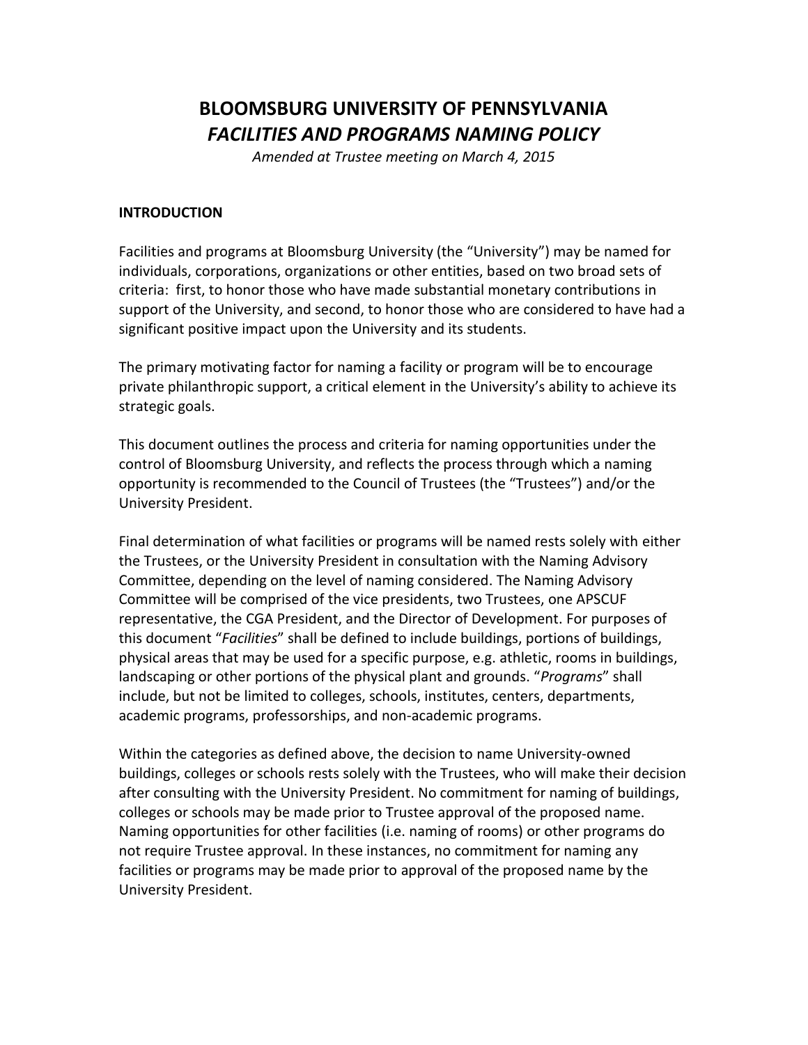# BLOOMSBURG UNIVERSITY OF PENNSYLVANIA

## *FACILITIES AND PROGRAMS NAMING POLICY*

*Amended at Trustee meeting on March 4, 2015*

**INTRODUCTION**

Facilities and programs at Bloomsburg University (the "University") may be named for individuals, corporations, organizations or other entities, based on two broad sets of criteria: first, to honor those who have made substantial monetary contributions in support of the University, and second, to honor those who are considered to have had a significant positive impact upon the University and its students.

The primary motivating factor for naming a facility or program will be to encourage private philanthropic support, a critical element in the University's ability to achieve its strategic goals.

This document outlines the process and criteria for naming opportunities under the control of Bloomsburg University, and reflects the process through which a naming opportunity is recommended to the Council of Trustees (the "Trustees") and/or the University President.

Final determination of what facilities or programs will be named rests solely with either the Trustees, or the University President in consultation with the Naming Advisory Committee, depending on the level of naming considered. The Naming Advisory Committee will be comprised of the vice presidents, two Trustees, one APSCUF representative, the CGA President, and the Director of Development. For purposes of this document "*Facilities*" shall be defined to include buildings, portions of buildings, physical areas that may be used for a specific purpose, e.g. athletic, rooms in buildings, landscaping or other portions of the physical plant and grounds. "*Programs*" shall include, but not be limited to colleges, schools, institutes, centers, departments, academic programs, professorships, and non-academic programs.

Within the categories as defined above, the decision to name University-owned buildings, colleges or schools rests solely with the Trustees, who will make their decision after consulting with the University President. No commitment for naming of buildings, colleges or schools may be made prior to Trustee approval of the proposed name. Naming opportunities for other facilities (i.e. naming of rooms) or other programs do not require Trustee approval. In these instances, no commitment for naming any facilities or programs may be made prior to approval of the proposed name by the University President.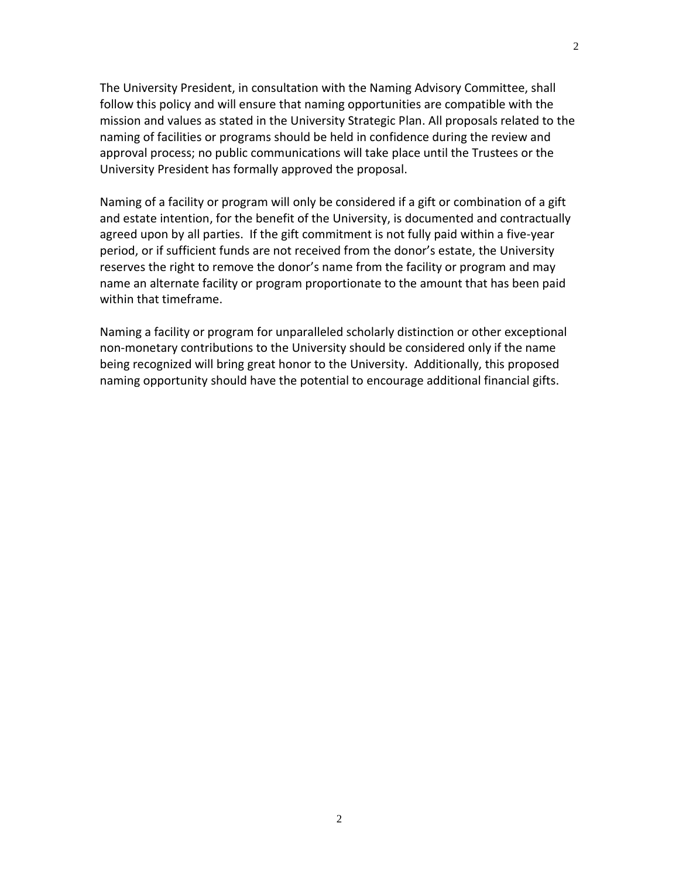The University President, in consultation with the Naming Advisory Committee, shall follow this policy and will ensure that naming opportunities are compatible with the mission and values as stated in the University Strategic Plan. All proposals related to the naming of facilities or programs should be held in confidence during the review and approval process; no public communications will take place until the Trustees or the University President has formally approved the proposal.

Naming of a facility or program will only be considered if a gift or combination of a gift and estate intention, for the benefit of the University, is documented and contractually agreed upon by all parties. If the gift commitment is not fully paid within a five-year period, or if sufficient funds are not received from the donor's estate, the University reserves the right to remove the donor's name from the facility or program and may name an alternate facility or program proportionate to the amount that has been paid within that timeframe.

Naming a facility or program for unparalleled scholarly distinction or other exceptional non-monetary contributions to the University should be considered only if the name being recognized will bring great honor to the University. Additionally, this proposed naming opportunity should have the potential to encourage additional financial gifts.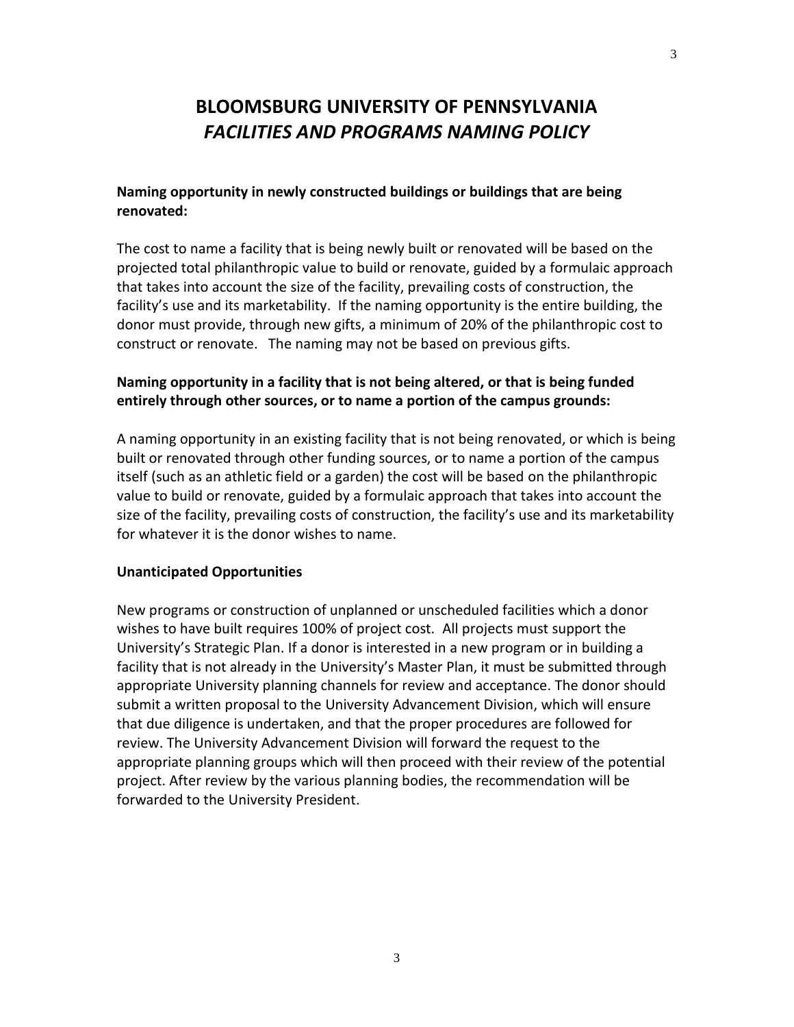# BLOOMSBURG UNIVERSITY OF PENNSYLVANIA
## *FACILITIES AND PROGRAMS NAMING POLICY*

**Naming opportunity in newly constructed buildings or buildings that are being renovated:**

The cost to name a facility that is being newly built or renovated will be based on the projected total philanthropic value to build or renovate, guided by a formulaic approach that takes into account the size of the facility, prevailing costs of construction, the facility's use and its marketability. If the naming opportunity is the entire building, the donor must provide, through new gifts, a minimum of 20% of the philanthropic cost to construct or renovate. The naming may not be based on previous gifts.

**Naming opportunity in a facility that is not being altered, or that is being funded entirely through other sources, or to name a portion of the campus grounds:**

A naming opportunity in an existing facility that is not being renovated, or which is being built or renovated through other funding sources, or to name a portion of the campus itself (such as an athletic field or a garden) the cost will be based on the philanthropic value to build or renovate, guided by a formulaic approach that takes into account the size of the facility, prevailing costs of construction, the facility's use and its marketability for whatever it is the donor wishes to name.

**Unanticipated Opportunities**

New programs or construction of unplanned or unscheduled facilities which a donor wishes to have built requires 100% of project cost. All projects must support the University's Strategic Plan. If a donor is interested in a new program or in building a facility that is not already in the University's Master Plan, it must be submitted through appropriate University planning channels for review and acceptance. The donor should submit a written proposal to the University Advancement Division, which will ensure that due diligence is undertaken, and that the proper procedures are followed for review. The University Advancement Division will forward the request to the appropriate planning groups which will then proceed with their review of the potential project. After review by the various planning bodies, the recommendation will be forwarded to the University President.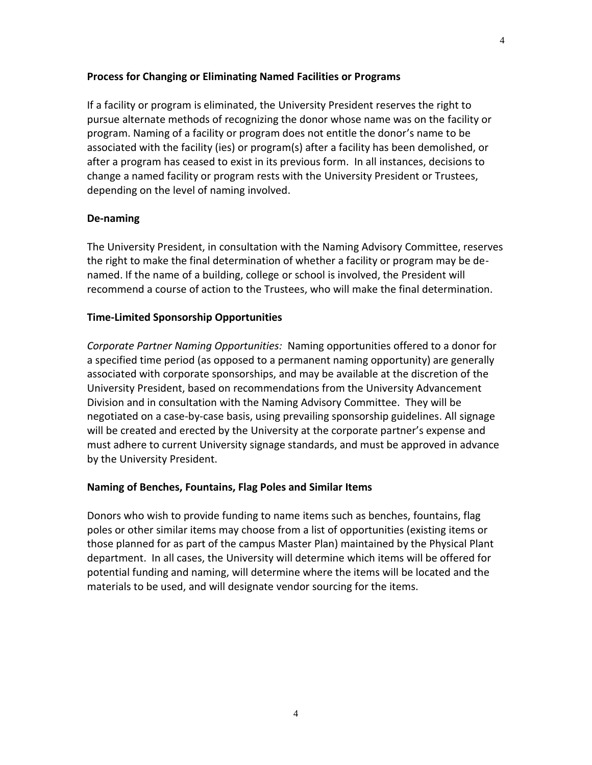**Process for Changing or Eliminating Named Facilities or Programs**

If a facility or program is eliminated, the University President reserves the right to pursue alternate methods of recognizing the donor whose name was on the facility or program. Naming of a facility or program does not entitle the donor's name to be associated with the facility (ies) or program(s) after a facility has been demolished, or after a program has ceased to exist in its previous form. In all instances, decisions to change a named facility or program rests with the University President or Trustees, depending on the level of naming involved.

**De-naming**

The University President, in consultation with the Naming Advisory Committee, reserves the right to make the final determination of whether a facility or program may be de-named. If the name of a building, college or school is involved, the President will recommend a course of action to the Trustees, who will make the final determination.

**Time-Limited Sponsorship Opportunities**

*Corporate Partner Naming Opportunities:* Naming opportunities offered to a donor for a specified time period (as opposed to a permanent naming opportunity) are generally associated with corporate sponsorships, and may be available at the discretion of the University President, based on recommendations from the University Advancement Division and in consultation with the Naming Advisory Committee. They will be negotiated on a case-by-case basis, using prevailing sponsorship guidelines. All signage will be created and erected by the University at the corporate partner's expense and must adhere to current University signage standards, and must be approved in advance by the University President.

**Naming of Benches, Fountains, Flag Poles and Similar Items**

Donors who wish to provide funding to name items such as benches, fountains, flag poles or other similar items may choose from a list of opportunities (existing items or those planned for as part of the campus Master Plan) maintained by the Physical Plant department. In all cases, the University will determine which items will be offered for potential funding and naming, will determine where the items will be located and the materials to be used, and will designate vendor sourcing for the items.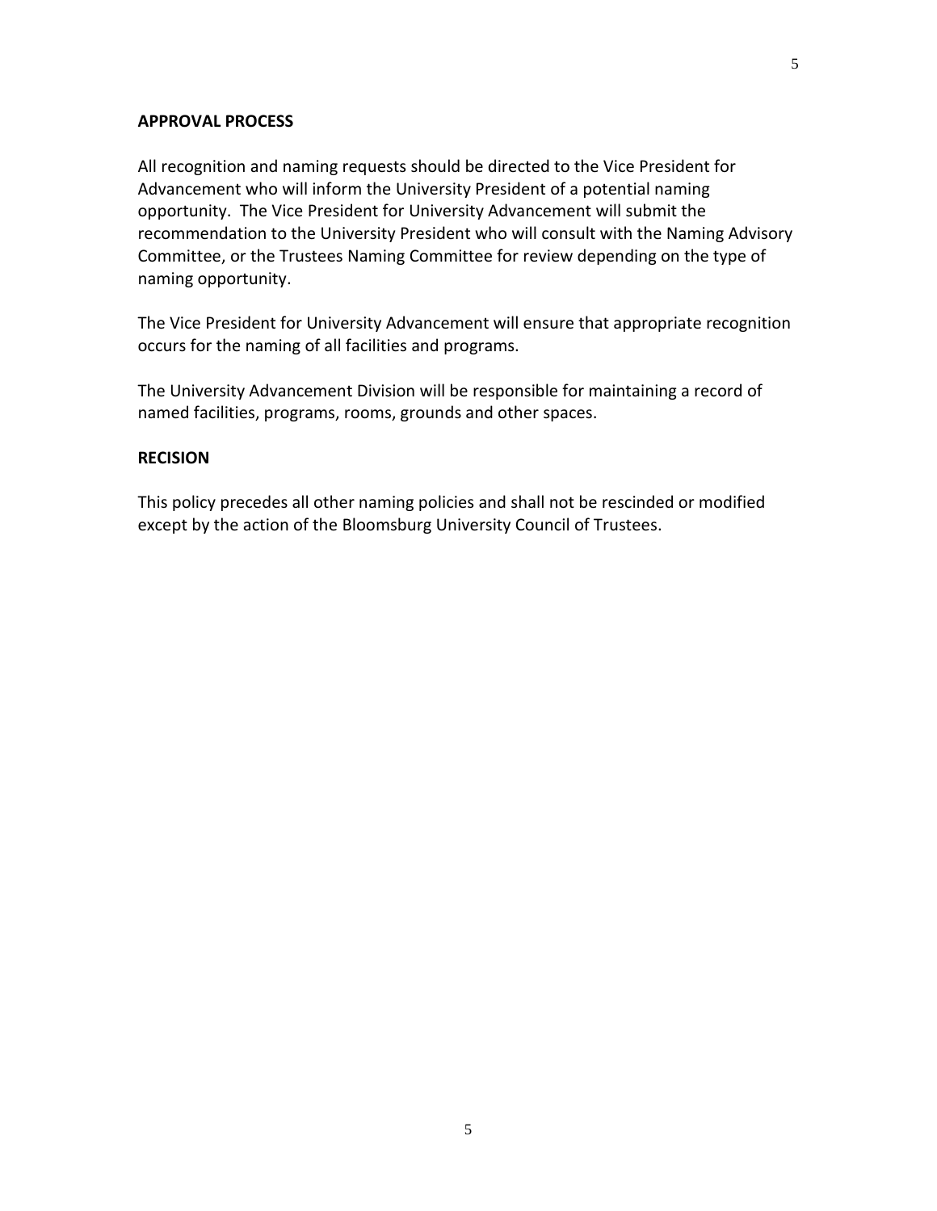**APPROVAL PROCESS**

All recognition and naming requests should be directed to the Vice President for Advancement who will inform the University President of a potential naming opportunity. The Vice President for University Advancement will submit the recommendation to the University President who will consult with the Naming Advisory Committee, or the Trustees Naming Committee for review depending on the type of naming opportunity.

The Vice President for University Advancement will ensure that appropriate recognition occurs for the naming of all facilities and programs.

The University Advancement Division will be responsible for maintaining a record of named facilities, programs, rooms, grounds and other spaces.

**RECISION**

This policy precedes all other naming policies and shall not be rescinded or modified except by the action of the Bloomsburg University Council of Trustees.